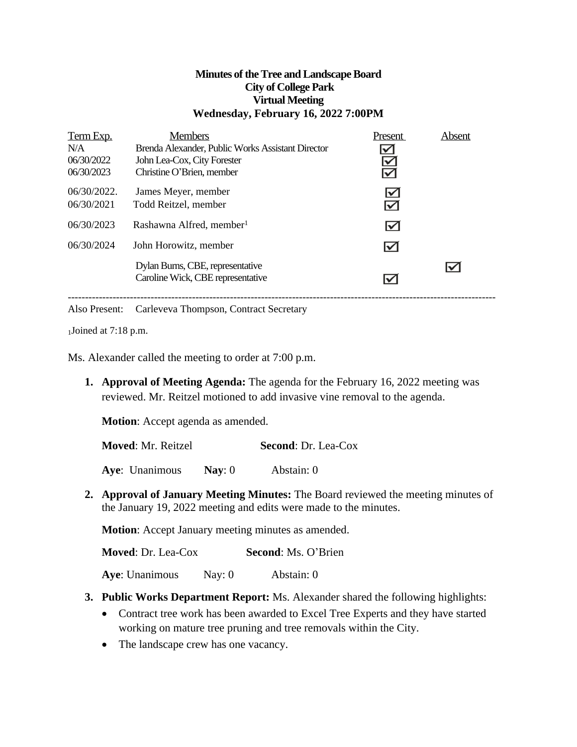# Minutes of the Tree and Landscape Board
## City of College Park
## Virtual Meeting
## Wednesday, February 16, 2022 7:00PM

| Term Exp. | Members | Present | Absent |
|---|---|---|---|
| N/A | Brenda Alexander, Public Works Assistant Director | ☑ | |
| 06/30/2022 | John Lea-Cox, City Forester | ☑ | |
| 06/30/2023 | Christine O'Brien, member | ☑ | |
| 06/30/2022. | James Meyer, member | ☑ | |
| 06/30/2021 | Todd Reitzel, member | ☑ | |
| 06/30/2023 | Rashawna Alfred, member[1] | ☑ | |
| 06/30/2024 | John Horowitz, member | ☑ | |
| | Dylan Burns, CBE, representative | | ☑ |
| | Caroline Wick, CBE representative | ☑ | |

---

Also Present: Carleveva Thompson, Contract Secretary

[1]Joined at 7:18 p.m.

Ms. Alexander called the meeting to order at 7:00 p.m.

1. **Approval of Meeting Agenda:** The agenda for the February 16, 2022 meeting was reviewed. Mr. Reitzel motioned to add invasive vine removal to the agenda.

   **Motion**: Accept agenda as amended.

   **Moved**: Mr. Reitzel **Second**: Dr. Lea-Cox

   **Aye**: Unanimous **Nay**: 0 Abstain: 0

2. **Approval of January Meeting Minutes:** The Board reviewed the meeting minutes of the January 19, 2022 meeting and edits were made to the minutes.

   **Motion**: Accept January meeting minutes as amended.

   **Moved**: Dr. Lea-Cox **Second**: Ms. O'Brien

   **Aye**: Unanimous Nay: 0 Abstain: 0

3. **Public Works Department Report:** Ms. Alexander shared the following highlights:
   - Contract tree work has been awarded to Excel Tree Experts and they have started working on mature tree pruning and tree removals within the City.
   - The landscape crew has one vacancy.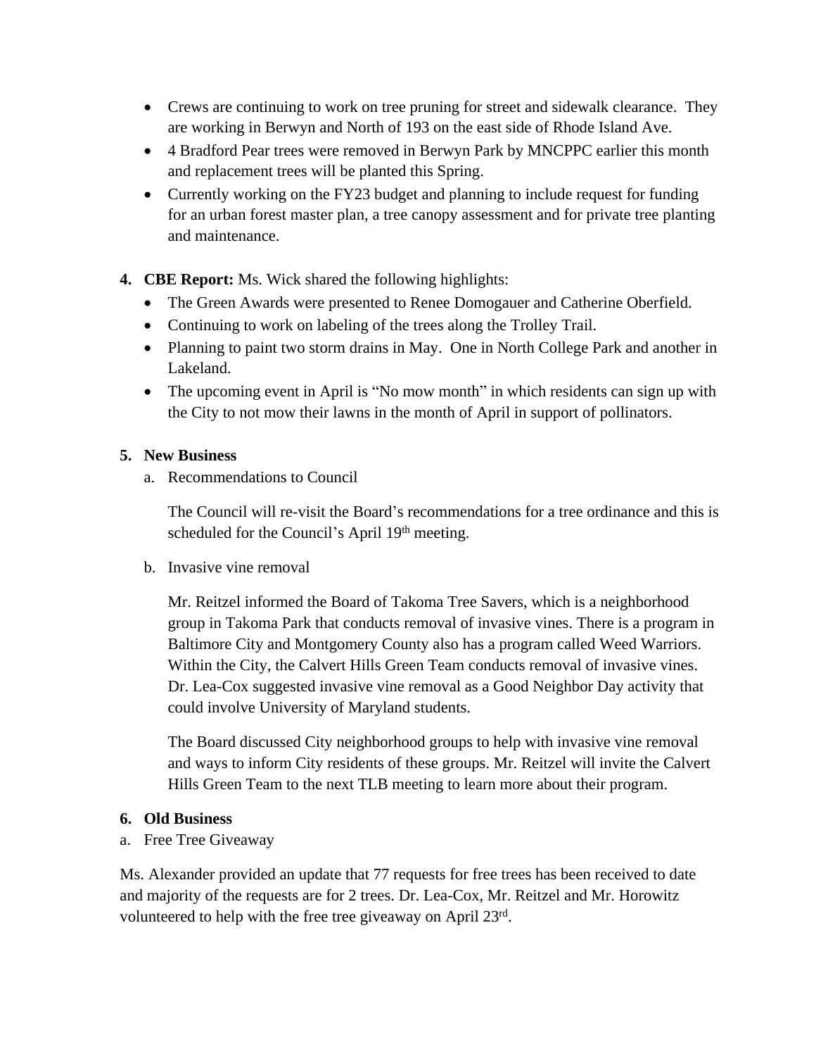- Crews are continuing to work on tree pruning for street and sidewalk clearance. They are working in Berwyn and North of 193 on the east side of Rhode Island Ave.
- 4 Bradford Pear trees were removed in Berwyn Park by MNCPPC earlier this month and replacement trees will be planted this Spring.
- Currently working on the FY23 budget and planning to include request for funding for an urban forest master plan, a tree canopy assessment and for private tree planting and maintenance.

4. **CBE Report:** Ms. Wick shared the following highlights:
   - The Green Awards were presented to Renee Domogauer and Catherine Oberfield.
   - Continuing to work on labeling of the trees along the Trolley Trail.
   - Planning to paint two storm drains in May. One in North College Park and another in Lakeland.
   - The upcoming event in April is "No mow month" in which residents can sign up with the City to not mow their lawns in the month of April in support of pollinators.

5. **New Business**
   a. Recommendations to Council

      The Council will re-visit the Board's recommendations for a tree ordinance and this is scheduled for the Council's April 19th meeting.

   b. Invasive vine removal

      Mr. Reitzel informed the Board of Takoma Tree Savers, which is a neighborhood group in Takoma Park that conducts removal of invasive vines. There is a program in Baltimore City and Montgomery County also has a program called Weed Warriors. Within the City, the Calvert Hills Green Team conducts removal of invasive vines. Dr. Lea-Cox suggested invasive vine removal as a Good Neighbor Day activity that could involve University of Maryland students.

      The Board discussed City neighborhood groups to help with invasive vine removal and ways to inform City residents of these groups. Mr. Reitzel will invite the Calvert Hills Green Team to the next TLB meeting to learn more about their program.

6. **Old Business**

a. Free Tree Giveaway

Ms. Alexander provided an update that 77 requests for free trees has been received to date and majority of the requests are for 2 trees. Dr. Lea-Cox, Mr. Reitzel and Mr. Horowitz volunteered to help with the free tree giveaway on April 23rd.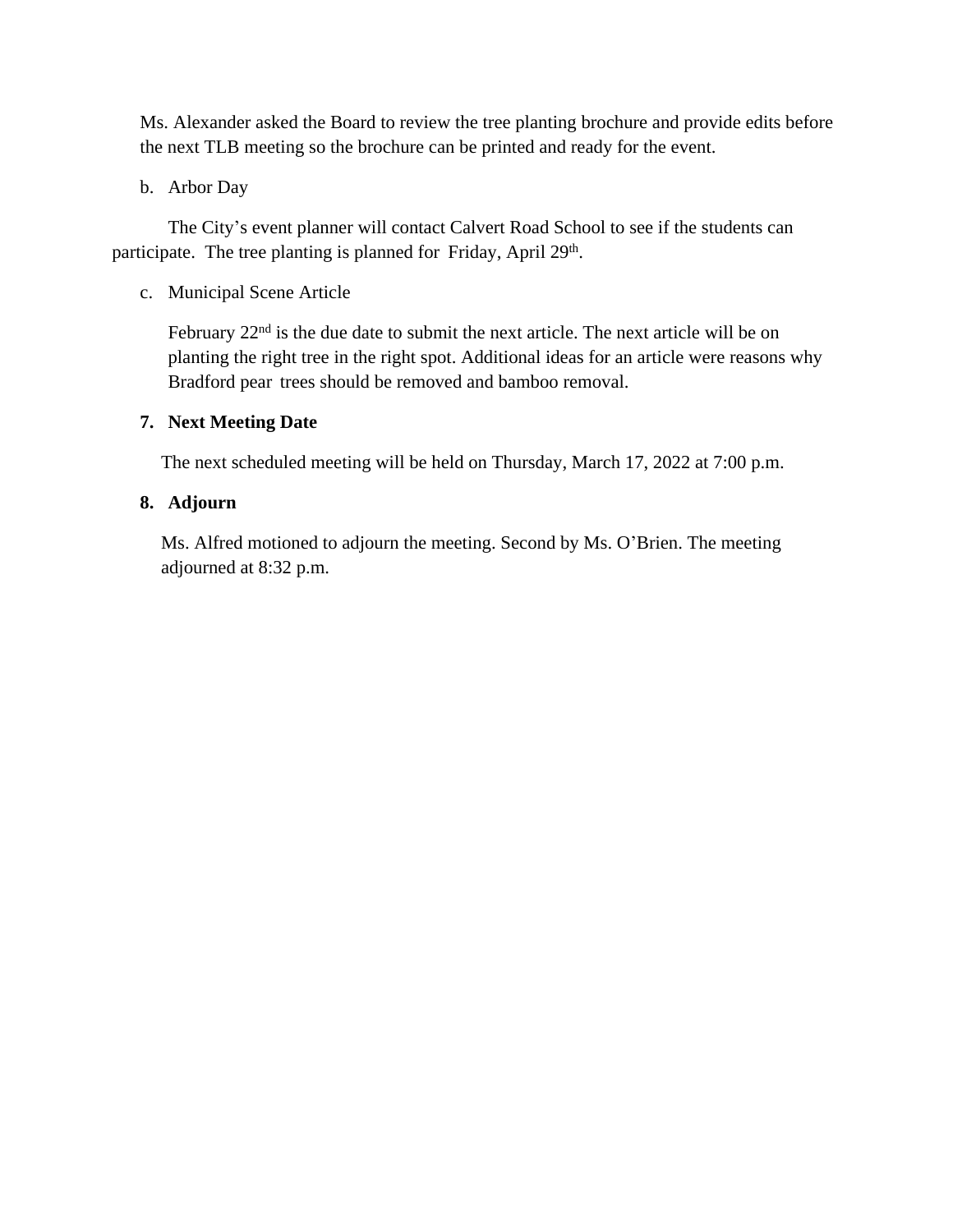Ms. Alexander asked the Board to review the tree planting brochure and provide edits before the next TLB meeting so the brochure can be printed and ready for the event.

b. Arbor Day

The City's event planner will contact Calvert Road School to see if the students can participate. The tree planting is planned for Friday, April 29th.

c. Municipal Scene Article

February 22nd is the due date to submit the next article. The next article will be on planting the right tree in the right spot. Additional ideas for an article were reasons why Bradford pear trees should be removed and bamboo removal.

**7. Next Meeting Date**

The next scheduled meeting will be held on Thursday, March 17, 2022 at 7:00 p.m.

**8. Adjourn**

Ms. Alfred motioned to adjourn the meeting. Second by Ms. O'Brien. The meeting adjourned at 8:32 p.m.